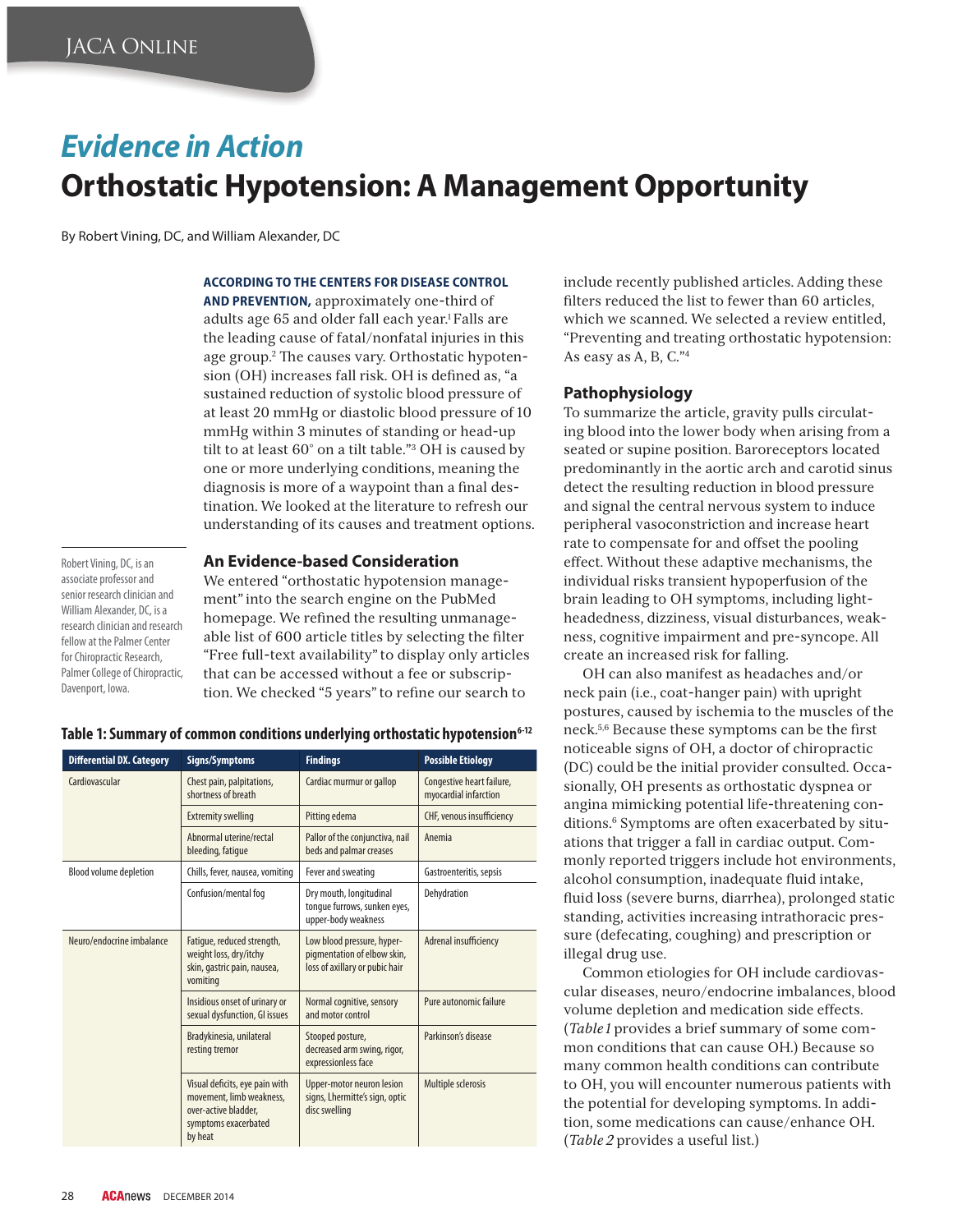# *Evidence in Action*

# Orthostatic Hypotension: A Management Opportunity

By Robert Vining, DC, and William Alexander, DC

Robert Vining, DC, is an associate professor and senior research clinician and William Alexander, DC, is a research clinician and research fellow at the Palmer Center for Chiropractic Research, Palmer College of Chiropractic, Davenport, Iowa.

**ACCORDING TO THE CENTERS FOR DISEASE CONTROL AND PREVENTION,** approximately one-third of adults age 65 and older fall each year.[1] Falls are the leading cause of fatal/nonfatal injuries in this age group.[2] The causes vary. Orthostatic hypotension (OH) increases fall risk. OH is defined as, "a sustained reduction of systolic blood pressure of at least 20 mmHg or diastolic blood pressure of 10 mmHg within 3 minutes of standing or head-up tilt to at least 60° on a tilt table."[3] OH is caused by one or more underlying conditions, meaning the diagnosis is more of a waypoint than a final destination. We looked at the literature to refresh our understanding of its causes and treatment options.

## An Evidence-based Consideration

We entered "orthostatic hypotension management" into the search engine on the PubMed homepage. We refined the resulting unmanageable list of 600 article titles by selecting the filter "Free full-text availability" to display only articles that can be accessed without a fee or subscription. We checked "5 years" to refine our search to include recently published articles. Adding these filters reduced the list to fewer than 60 articles, which we scanned. We selected a review entitled, "Preventing and treating orthostatic hypotension: As easy as A, B, C."[4]

## Pathophysiology

To summarize the article, gravity pulls circulating blood into the lower body when arising from a seated or supine position. Baroreceptors located predominantly in the aortic arch and carotid sinus detect the resulting reduction in blood pressure and signal the central nervous system to induce peripheral vasoconstriction and increase heart rate to compensate for and offset the pooling effect. Without these adaptive mechanisms, the individual risks transient hypoperfusion of the brain leading to OH symptoms, including lightheadedness, dizziness, visual disturbances, weakness, cognitive impairment and pre-syncope. All create an increased risk for falling.

OH can also manifest as headaches and/or neck pain (i.e., coat-hanger pain) with upright postures, caused by ischemia to the muscles of the neck.[5,6] Because these symptoms can be the first noticeable signs of OH, a doctor of chiropractic (DC) could be the initial provider consulted. Occasionally, OH presents as orthostatic dyspnea or angina mimicking potential life-threatening conditions.[6] Symptoms are often exacerbated by situations that trigger a fall in cardiac output. Commonly reported triggers include hot environments, alcohol consumption, inadequate fluid intake, fluid loss (severe burns, diarrhea), prolonged static standing, activities increasing intrathoracic pressure (defecating, coughing) and prescription or illegal drug use.

Common etiologies for OH include cardiovascular diseases, neuro/endocrine imbalances, blood volume depletion and medication side effects. (*Table 1* provides a brief summary of some common conditions that can cause OH.) Because so many common health conditions can contribute to OH, you will encounter numerous patients with the potential for developing symptoms. In addition, some medications can cause/enhance OH. (*Table 2* provides a useful list.)

**Table 1: Summary of common conditions underlying orthostatic hypotension[6-12]**

| Differential DX. Category | Signs/Symptoms | Findings | Possible Etiology |
|---|---|---|---|
| Cardiovascular | Chest pain, palpitations, shortness of breath | Cardiac murmur or gallop | Congestive heart failure, myocardial infarction |
| | Extremity swelling | Pitting edema | CHF, venous insufficiency |
| | Abnormal uterine/rectal bleeding, fatigue | Pallor of the conjunctiva, nail beds and palmar creases | Anemia |
| Blood volume depletion | Chills, fever, nausea, vomiting | Fever and sweating | Gastroenteritis, sepsis |
| | Confusion/mental fog | Dry mouth, longitudinal tongue furrows, sunken eyes, upper-body weakness | Dehydration |
| Neuro/endocrine imbalance | Fatigue, reduced strength, weight loss, dry/itchy skin, gastric pain, nausea, vomiting | Low blood pressure, hyperpigmentation of elbow skin, loss of axillary or pubic hair | Adrenal insufficiency |
| | Insidious onset of urinary or sexual dysfunction, GI issues | Normal cognitive, sensory and motor control | Pure autonomic failure |
| | Bradykinesia, unilateral resting tremor | Stooped posture, decreased arm swing, rigor, expressionless face | Parkinson's disease |
| | Visual deficits, eye pain with movement, limb weakness, over-active bladder, symptoms exacerbated by heat | Upper-motor neuron lesion signs, Lhermitte's sign, optic disc swelling | Multiple sclerosis |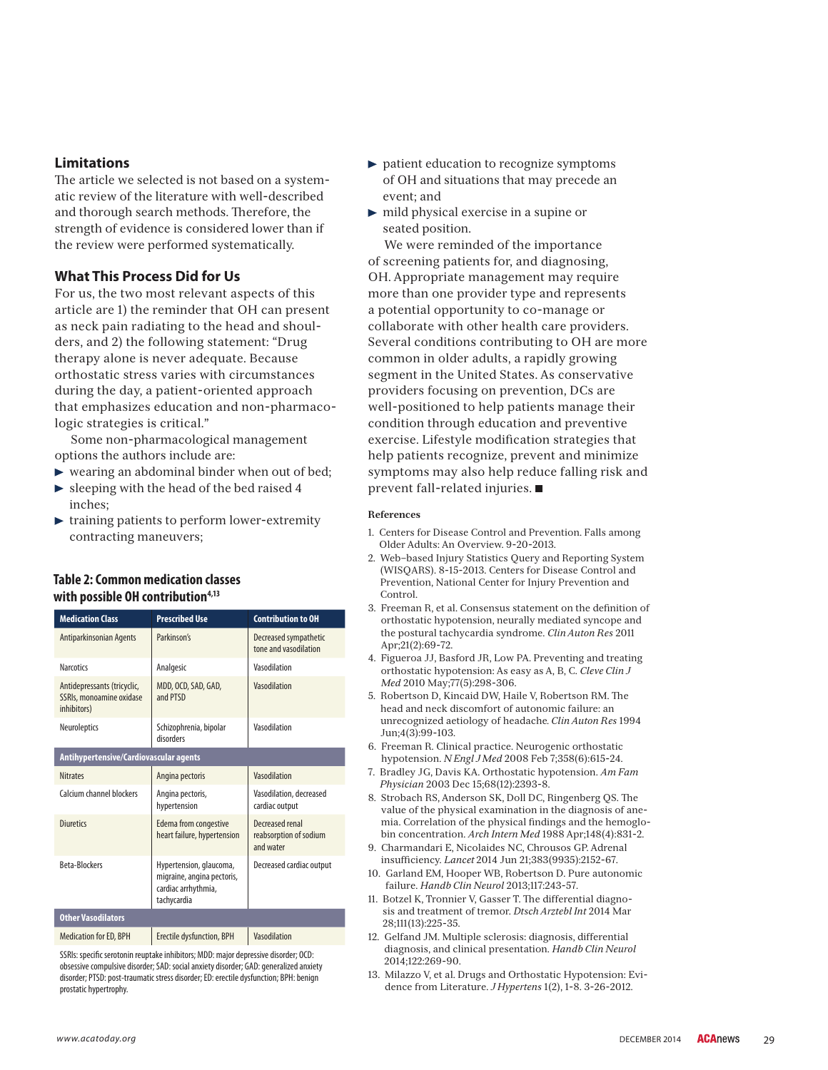## Limitations

The article we selected is not based on a systematic review of the literature with well-described and thorough search methods. Therefore, the strength of evidence is considered lower than if the review were performed systematically.

## What This Process Did for Us

For us, the two most relevant aspects of this article are 1) the reminder that OH can present as neck pain radiating to the head and shoulders, and 2) the following statement: "Drug therapy alone is never adequate. Because orthostatic stress varies with circumstances during the day, a patient-oriented approach that emphasizes education and non-pharmacologic strategies is critical."

Some non-pharmacological management options the authors include are:

- wearing an abdominal binder when out of bed;
- sleeping with the head of the bed raised 4 inches;
- training patients to perform lower-extremity contracting maneuvers;
- patient education to recognize symptoms of OH and situations that may precede an event; and
- mild physical exercise in a supine or seated position.

We were reminded of the importance of screening patients for, and diagnosing, OH. Appropriate management may require more than one provider type and represents a potential opportunity to co-manage or collaborate with other health care providers. Several conditions contributing to OH are more common in older adults, a rapidly growing segment in the United States. As conservative providers focusing on prevention, DCs are well-positioned to help patients manage their condition through education and preventive exercise. Lifestyle modification strategies that help patients recognize, prevent and minimize symptoms may also help reduce falling risk and prevent fall-related injuries. ■

**Table 2: Common medication classes with possible OH contribution[4,13]**

| Medication Class | Prescribed Use | Contribution to OH |
|---|---|---|
| Antiparkinsonian Agents | Parkinson's | Decreased sympathetic tone and vasodilation |
| Narcotics | Analgesic | Vasodilation |
| Antidepressants (tricyclic, SSRIs, monoamine oxidase inhibitors) | MDD, OCD, SAD, GAD, and PTSD | Vasodilation |
| Neuroleptics | Schizophrenia, bipolar disorders | Vasodilation |
| **Antihypertensive/Cardiovascular agents** | | |
| Nitrates | Angina pectoris | Vasodilation |
| Calcium channel blockers | Angina pectoris, hypertension | Vasodilation, decreased cardiac output |
| Diuretics | Edema from congestive heart failure, hypertension | Decreased renal reabsorption of sodium and water |
| Beta-Blockers | Hypertension, glaucoma, migraine, angina pectoris, cardiac arrhythmia, tachycardia | Decreased cardiac output |
| **Other Vasodilators** | | |
| Medication for ED, BPH | Erectile dysfunction, BPH | Vasodilation |

SSRIs: specific serotonin reuptake inhibitors; MDD: major depressive disorder; OCD: obsessive compulsive disorder; SAD: social anxiety disorder; GAD: generalized anxiety disorder; PTSD: post-traumatic stress disorder; ED: erectile dysfunction; BPH: benign prostatic hypertrophy.

### References

1. Centers for Disease Control and Prevention. Falls among Older Adults: An Overview. 9-20-2013.
2. Web–based Injury Statistics Query and Reporting System (WISQARS). 8-15-2013. Centers for Disease Control and Prevention, National Center for Injury Prevention and Control.
3. Freeman R, et al. Consensus statement on the definition of orthostatic hypotension, neurally mediated syncope and the postural tachycardia syndrome. *Clin Auton Res* 2011 Apr;21(2):69-72.
4. Figueroa JJ, Basford JR, Low PA. Preventing and treating orthostatic hypotension: As easy as A, B, C. *Cleve Clin J Med* 2010 May;77(5):298-306.
5. Robertson D, Kincaid DW, Haile V, Robertson RM. The head and neck discomfort of autonomic failure: an unrecognized aetiology of headache. *Clin Auton Res* 1994 Jun;4(3):99-103.
6. Freeman R. Clinical practice. Neurogenic orthostatic hypotension. *N Engl J Med* 2008 Feb 7;358(6):615-24.
7. Bradley JG, Davis KA. Orthostatic hypotension. *Am Fam Physician* 2003 Dec 15;68(12):2393-8.
8. Strobach RS, Anderson SK, Doll DC, Ringenberg QS. The value of the physical examination in the diagnosis of anemia. Correlation of the physical findings and the hemoglobin concentration. *Arch Intern Med* 1988 Apr;148(4):831-2.
9. Charmandari E, Nicolaides NC, Chrousos GP. Adrenal insufficiency. *Lancet* 2014 Jun 21;383(9935):2152-67.
10. Garland EM, Hooper WB, Robertson D. Pure autonomic failure. *Handb Clin Neurol* 2013;117:243-57.
11. Botzel K, Tronnier V, Gasser T. The differential diagnosis and treatment of tremor. *Dtsch Arztebl Int* 2014 Mar 28;111(13):225-35.
12. Gelfand JM. Multiple sclerosis: diagnosis, differential diagnosis, and clinical presentation. *Handb Clin Neurol* 2014;122:269-90.
13. Milazzo V, et al. Drugs and Orthostatic Hypotension: Evidence from Literature. *J Hypertens* 1(2), 1-8. 3-26-2012.